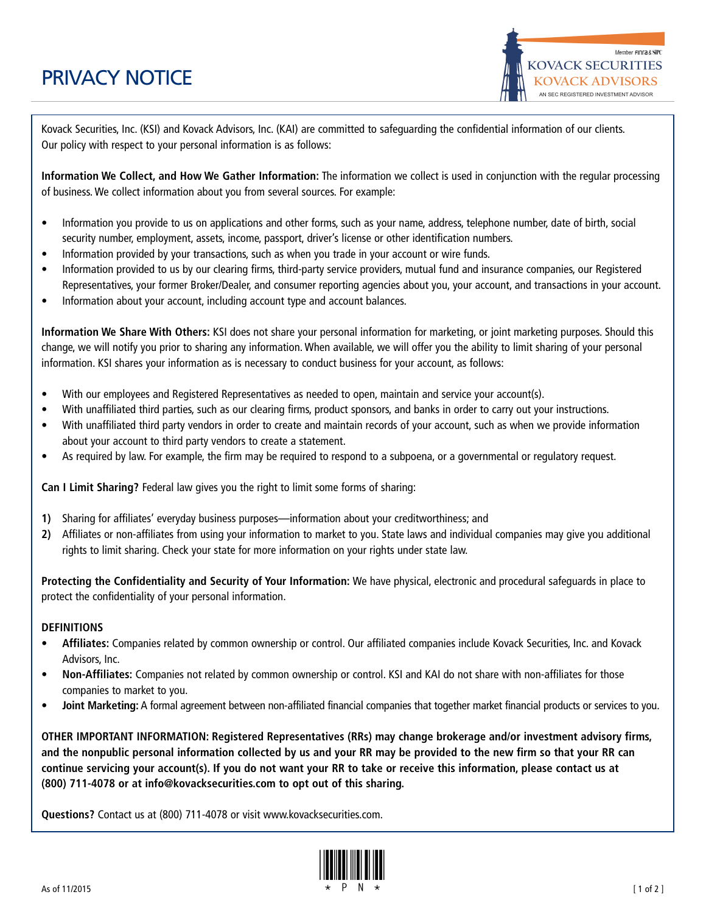# PRIVACY NOTICE

Member FINRA & SIPC
KOVACK SECURITIES
KOVACK ADVISORS
AN SEC REGISTERED INVESTMENT ADVISOR

Kovack Securities, Inc. (KSI) and Kovack Advisors, Inc. (KAI) are committed to safeguarding the confidential information of our clients. Our policy with respect to your personal information is as follows:

**Information We Collect, and How We Gather Information:** The information we collect is used in conjunction with the regular processing of business. We collect information about you from several sources. For example:

- Information you provide to us on applications and other forms, such as your name, address, telephone number, date of birth, social security number, employment, assets, income, passport, driver's license or other identification numbers.
- Information provided by your transactions, such as when you trade in your account or wire funds.
- Information provided to us by our clearing firms, third-party service providers, mutual fund and insurance companies, our Registered Representatives, your former Broker/Dealer, and consumer reporting agencies about you, your account, and transactions in your account.
- Information about your account, including account type and account balances.

**Information We Share With Others:** KSI does not share your personal information for marketing, or joint marketing purposes. Should this change, we will notify you prior to sharing any information. When available, we will offer you the ability to limit sharing of your personal information. KSI shares your information as is necessary to conduct business for your account, as follows:

- With our employees and Registered Representatives as needed to open, maintain and service your account(s).
- With unaffiliated third parties, such as our clearing firms, product sponsors, and banks in order to carry out your instructions.
- With unaffiliated third party vendors in order to create and maintain records of your account, such as when we provide information about your account to third party vendors to create a statement.
- As required by law. For example, the firm may be required to respond to a subpoena, or a governmental or regulatory request.

**Can I Limit Sharing?** Federal law gives you the right to limit some forms of sharing:

1) Sharing for affiliates' everyday business purposes—information about your creditworthiness; and
2) Affiliates or non-affiliates from using your information to market to you. State laws and individual companies may give you additional rights to limit sharing. Check your state for more information on your rights under state law.

**Protecting the Confidentiality and Security of Your Information:** We have physical, electronic and procedural safeguards in place to protect the confidentiality of your personal information.

**DEFINITIONS**

- **Affiliates:** Companies related by common ownership or control. Our affiliated companies include Kovack Securities, Inc. and Kovack Advisors, Inc.
- **Non-Affiliates:** Companies not related by common ownership or control. KSI and KAI do not share with non-affiliates for those companies to market to you.
- **Joint Marketing:** A formal agreement between non-affiliated financial companies that together market financial products or services to you.

**OTHER IMPORTANT INFORMATION: Registered Representatives (RRs) may change brokerage and/or investment advisory firms, and the nonpublic personal information collected by us and your RR may be provided to the new firm so that your RR can continue servicing your account(s). If you do not want your RR to take or receive this information, please contact us at (800) 711-4078 or at info@kovacksecurities.com to opt out of this sharing.**

**Questions?** Contact us at (800) 711-4078 or visit www.kovacksecurities.com.

As of 11/2015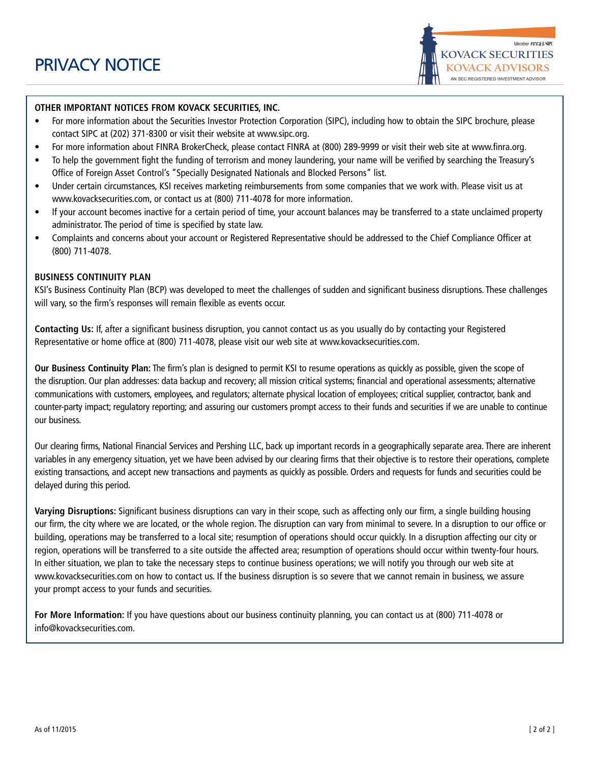# PRIVACY NOTICE

Member FINRA & SIPC
KOVACK SECURITIES
KOVACK ADVISORS
AN SEC REGISTERED INVESTMENT ADVISOR

**OTHER IMPORTANT NOTICES FROM KOVACK SECURITIES, INC.**

- For more information about the Securities Investor Protection Corporation (SIPC), including how to obtain the SIPC brochure, please contact SIPC at (202) 371-8300 or visit their website at www.sipc.org.
- For more information about FINRA BrokerCheck, please contact FINRA at (800) 289-9999 or visit their web site at www.finra.org.
- To help the government fight the funding of terrorism and money laundering, your name will be verified by searching the Treasury's Office of Foreign Asset Control's "Specially Designated Nationals and Blocked Persons" list.
- Under certain circumstances, KSI receives marketing reimbursements from some companies that we work with. Please visit us at www.kovacksecurities.com, or contact us at (800) 711-4078 for more information.
- If your account becomes inactive for a certain period of time, your account balances may be transferred to a state unclaimed property administrator. The period of time is specified by state law.
- Complaints and concerns about your account or Registered Representative should be addressed to the Chief Compliance Officer at (800) 711-4078.

**BUSINESS CONTINUITY PLAN**

KSI's Business Continuity Plan (BCP) was developed to meet the challenges of sudden and significant business disruptions. These challenges will vary, so the firm's responses will remain flexible as events occur.

**Contacting Us:** If, after a significant business disruption, you cannot contact us as you usually do by contacting your Registered Representative or home office at (800) 711-4078, please visit our web site at www.kovacksecurities.com.

**Our Business Continuity Plan:** The firm's plan is designed to permit KSI to resume operations as quickly as possible, given the scope of the disruption. Our plan addresses: data backup and recovery; all mission critical systems; financial and operational assessments; alternative communications with customers, employees, and regulators; alternate physical location of employees; critical supplier, contractor, bank and counter-party impact; regulatory reporting; and assuring our customers prompt access to their funds and securities if we are unable to continue our business.

Our clearing firms, National Financial Services and Pershing LLC, back up important records in a geographically separate area. There are inherent variables in any emergency situation, yet we have been advised by our clearing firms that their objective is to restore their operations, complete existing transactions, and accept new transactions and payments as quickly as possible. Orders and requests for funds and securities could be delayed during this period.

**Varying Disruptions:** Significant business disruptions can vary in their scope, such as affecting only our firm, a single building housing our firm, the city where we are located, or the whole region. The disruption can vary from minimal to severe. In a disruption to our office or building, operations may be transferred to a local site; resumption of operations should occur quickly. In a disruption affecting our city or region, operations will be transferred to a site outside the affected area; resumption of operations should occur within twenty-four hours. In either situation, we plan to take the necessary steps to continue business operations; we will notify you through our web site at www.kovacksecurities.com on how to contact us. If the business disruption is so severe that we cannot remain in business, we assure your prompt access to your funds and securities.

**For More Information:** If you have questions about our business continuity planning, you can contact us at (800) 711-4078 or info@kovacksecurities.com.

As of 11/2015